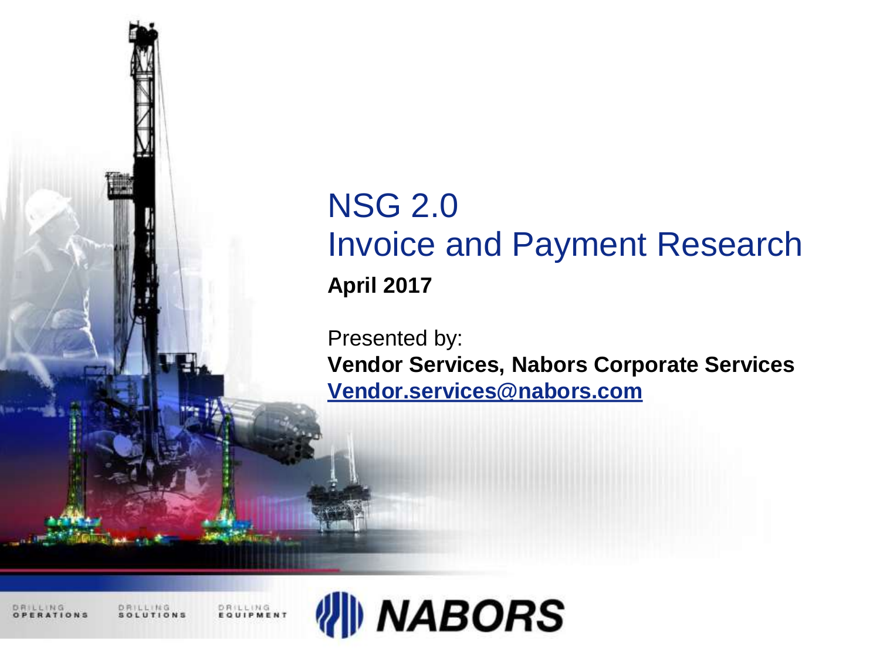# NSG 2.0
# Invoice and Payment Research

**April 2017**

Presented by:
**Vendor Services, Nabors Corporate Services**
**Vendor.services@nabors.com**

DRILLING OPERATIONS DRILLING SOLUTIONS DRILLING EQUIPMENT

NABORS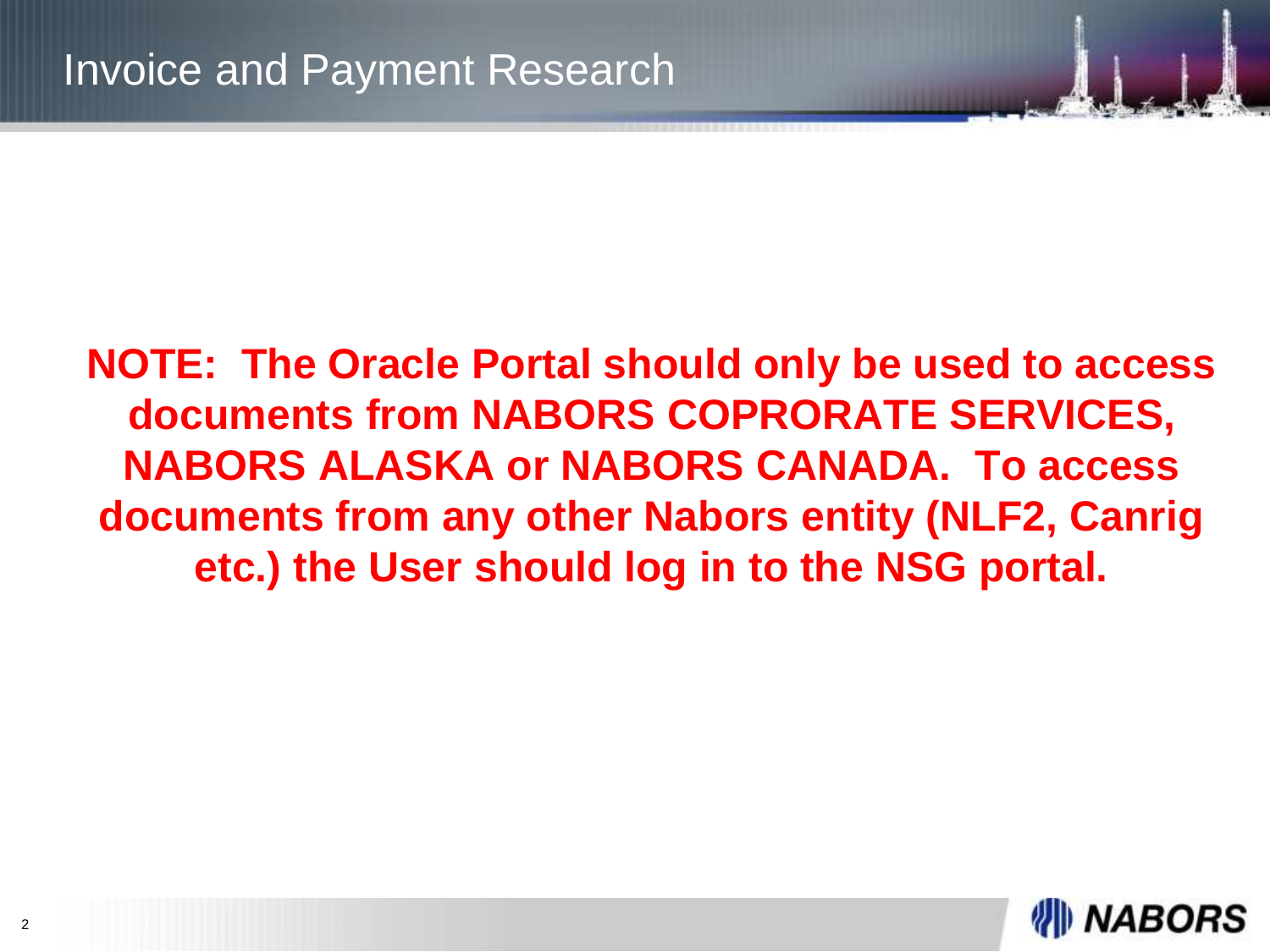# Invoice and Payment Research

**NOTE: The Oracle Portal should only be used to access documents from NABORS COPRORATE SERVICES, NABORS ALASKA or NABORS CANADA. To access documents from any other Nabors entity (NLF2, Canrig etc.) the User should log in to the NSG portal.**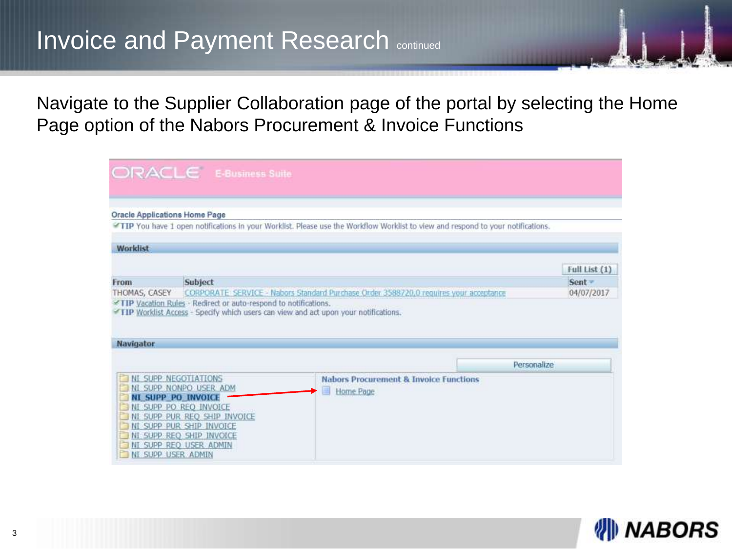# Invoice and Payment Research continued

Navigate to the Supplier Collaboration page of the portal by selecting the Home Page option of the Nabors Procurement & Invoice Functions

ORACLE E-Business Suite

Oracle Applications Home Page

TIP You have 1 open notifications in your Worklist. Please use the Workflow Worklist to view and respond to your notifications.

**Worklist**

Full List (1)

| From | Subject | Sent |
| --- | --- | --- |
| THOMAS, CASEY | CORPORATE SERVICE - Nabors Standard Purchase Order 3588720,0 requires your acceptance | 04/07/2017 |

TIP Vacation Rules - Redirect or auto-respond to notifications.

TIP Worklist Access - Specify which users can view and act upon your notifications.

**Navigator**

Personalize

- NI_SUPP_NEGOTIATIONS
- NI_SUPP_NONPO_USER_ADM
- **NI_SUPP_PO_INVOICE**
- NI_SUPP_PO_REQ_INVOICE
- NI_SUPP_PUR_REQ_SHIP_INVOICE
- NI_SUPP_PUR_SHIP_INVOICE
- NI_SUPP_REQ_SHIP_INVOICE
- NI_SUPP_REQ_USER_ADMIN
- NI_SUPP_USER_ADMIN

**Nabors Procurement & Invoice Functions**

- Home Page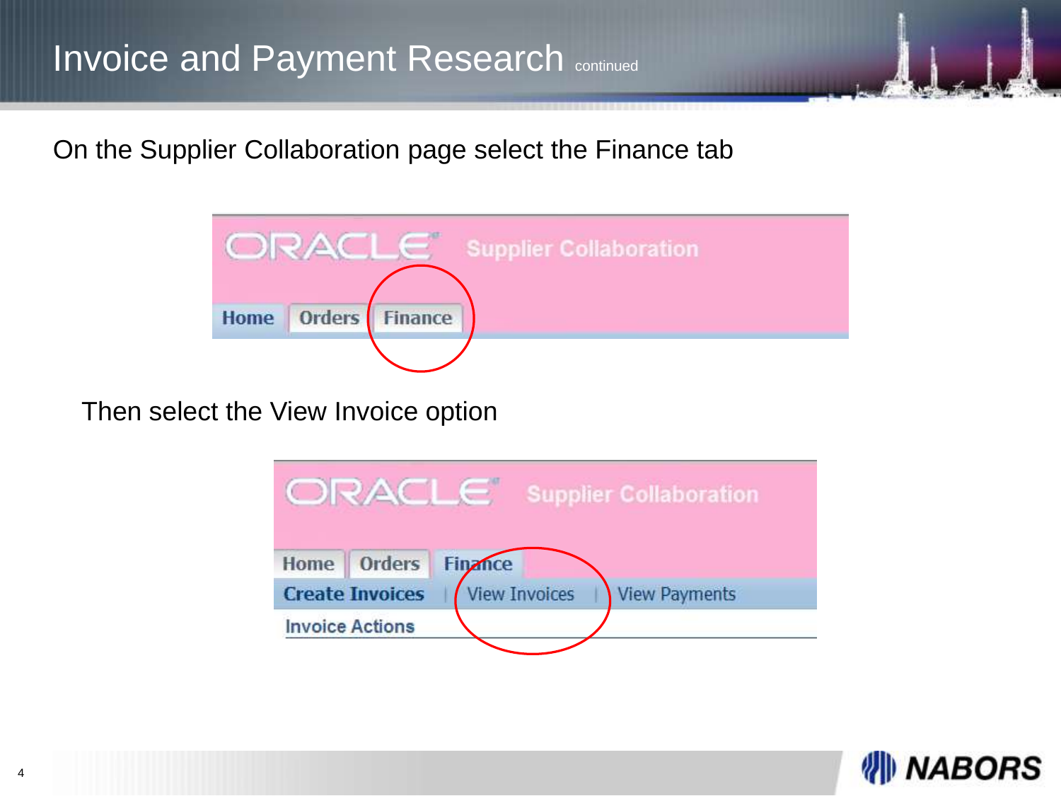# Invoice and Payment Research continued

On the Supplier Collaboration page select the Finance tab

Then select the View Invoice option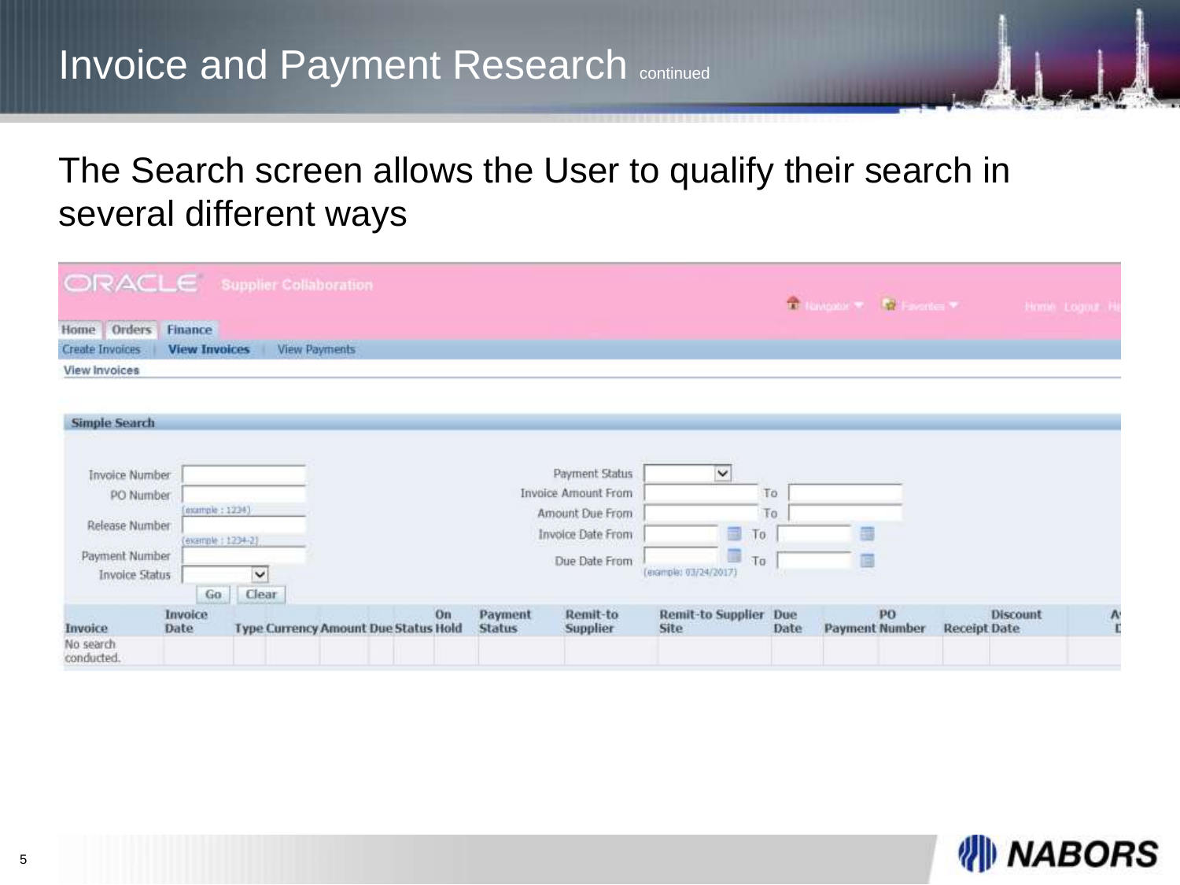# Invoice and Payment Research continued

The Search screen allows the User to qualify their search in several different ways

ORACLE Supplier Collaboration

Navigator Favorites Home Logout

Home | Orders | Finance

Create Invoices | View Invoices | View Payments

View Invoices

**Simple Search**

Invoice Number

PO Number (example : 1234)

Release Number (example : 1234-2)

Payment Number

Invoice Status

Go Clear

Payment Status

Invoice Amount From To

Amount Due From To

Invoice Date From To

Due Date From To (example: 03/24/2017)

| Invoice | Invoice Date | Type | Currency | Amount | Due | Status | On Hold | Payment Status | Remit-to Supplier | Remit-to Supplier Site | Due Date | Payment | PO Number | Receipt | Discount Date |
|---|---|---|---|---|---|---|---|---|---|---|---|---|---|---|---|
| No search conducted. | | | | | | | | | | | | | | | |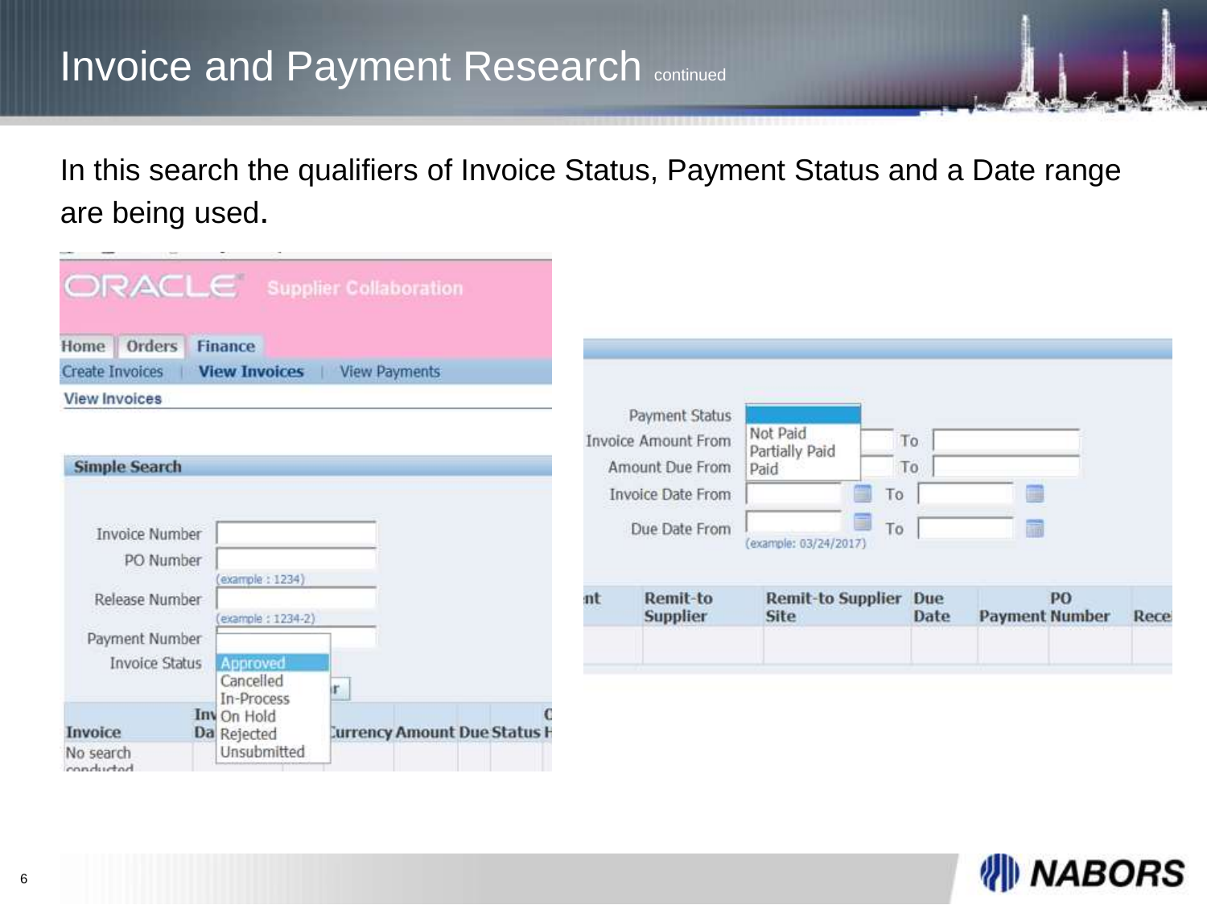# Invoice and Payment Research continued

In this search the qualifiers of Invoice Status, Payment Status and a Date range are being used.

ORACLE Supplier Collaboration

Home | Orders | Finance

Create Invoices | View Invoices | View Payments

View Invoices

**Simple Search**

Invoice Number

PO Number (example : 1234)

Release Number (example : 1234-2)

Payment Number

Invoice Status: Approved, Cancelled, In-Process, On Hold, Rejected, Unsubmitted

Invoice | Inv Da | Currency | Amount | Due | Status

No search conducted

Payment Status: Not Paid, Partially Paid, Paid

Invoice Amount From ... To

Amount Due From ... To

Invoice Date From ... To

Due Date From ... To (example: 03/24/2017)

| nt | Remit-to Supplier | Remit-to Supplier Site | Due Date | Payment | PO Number | Rece |
|---|---|---|---|---|---|---|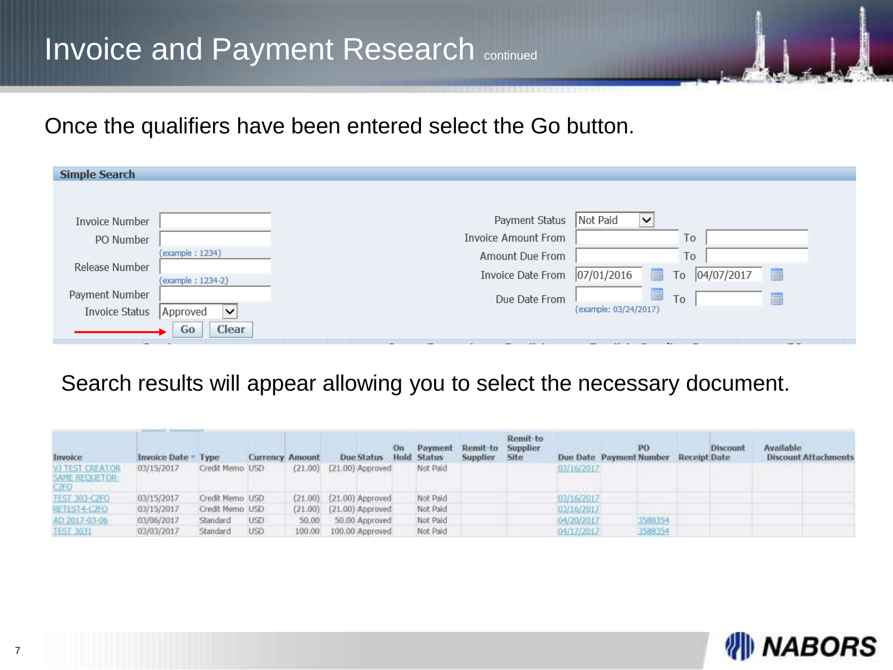# Invoice and Payment Research continued

Once the qualifiers have been entered select the Go button.

**Simple Search**

| | | | | | |
|---|---|---|---|---|---|
| Invoice Number | | Payment Status | Not Paid | | |
| PO Number | (example : 1234) | Invoice Amount From | | To | |
| Release Number | (example : 1234-2) | Amount Due From | | To | |
| Payment Number | | Invoice Date From | 07/01/2016 | To | 04/07/2017 |
| Invoice Status | Approved | Due Date From | (example: 03/24/2017) | To | |

Go | Clear

Search results will appear allowing you to select the necessary document.

| Invoice | Invoice Date | Type | Currency | Amount | Due | Status | On Hold | Payment Status | Remit-to Supplier | Remit-to Supplier Site | Due Date | Payment | PO Number | Receipt | Discount Date | Available Discount | Attachments |
|---|---|---|---|---|---|---|---|---|---|---|---|---|---|---|---|---|---|
| VJ TEST CREATOR SAME REQUETOR-C2FO | 03/15/2017 | Credit Memo | USD | (21.00) | (21.00) | Approved | | Not Paid | | | 03/16/2017 | | | | | | |
| TEST 303-C2FO | 03/15/2017 | Credit Memo | USD | (21.00) | (21.00) | Approved | | Not Paid | | | 03/16/2017 | | | | | | |
| RETEST4-C2FO | 03/15/2017 | Credit Memo | USD | (21.00) | (21.00) | Approved | | Not Paid | | | 03/16/2017 | | | | | | |
| AD 2017-03-06 | 03/06/2017 | Standard | USD | 50.00 | 50.00 | Approved | | Not Paid | | | 04/20/2017 | | 3588354 | | | | |
| TEST 3031 | 03/03/2017 | Standard | USD | 100.00 | 100.00 | Approved | | Not Paid | | | 04/17/2017 | | 3588354 | | | | |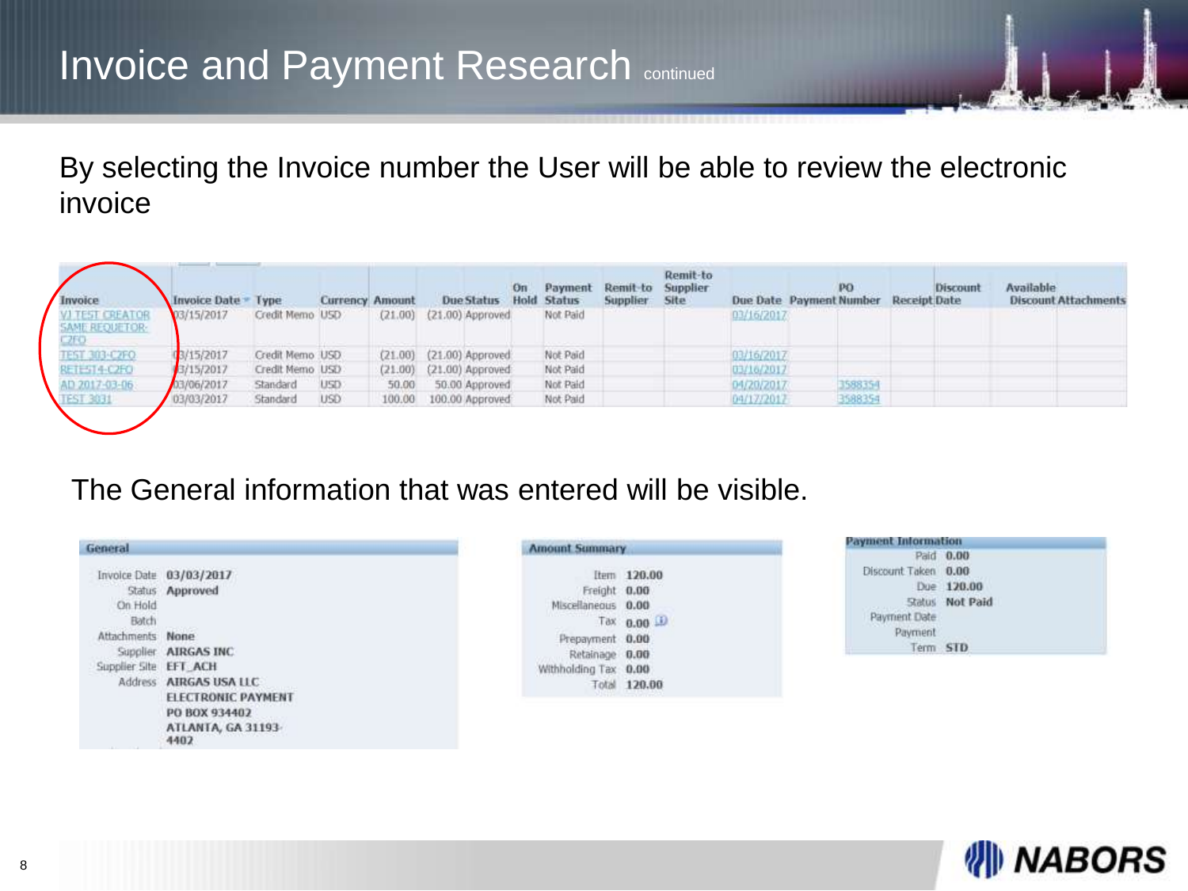# Invoice and Payment Research continued

By selecting the Invoice number the User will be able to review the electronic invoice

| Invoice | Invoice Date | Type | Currency | Amount | Due | Status | On Hold | Payment Status | Remit-to Supplier | Remit-to Supplier Site | Due Date | Payment Number | PO Number | Receipt | Discount Date | Available Discount | Attachments |
|---|---|---|---|---|---|---|---|---|---|---|---|---|---|---|---|---|---|
| VJ TEST CREATOR SAME REQUETOR-C2FO | 03/15/2017 | Credit Memo | USD | (21.00) | (21.00) | Approved | | Not Paid | | | 03/16/2017 | | | | | | |
| TEST 303-C2FO | 03/15/2017 | Credit Memo | USD | (21.00) | (21.00) | Approved | | Not Paid | | | 03/16/2017 | | | | | | |
| RETEST4-C2FO | 03/15/2017 | Credit Memo | USD | (21.00) | (21.00) | Approved | | Not Paid | | | 03/16/2017 | | | | | | |
| AD 2017-03-06 | 03/06/2017 | Standard | USD | 50.00 | 50.00 | Approved | | Not Paid | | | 04/20/2017 | | 3588354 | | | | |
| TEST 3031 | 03/03/2017 | Standard | USD | 100.00 | 100.00 | Approved | | Not Paid | | | 04/17/2017 | | 3588354 | | | | |

The General information that was entered will be visible.

**General**

| | |
|---|---|
| Invoice Date | 03/03/2017 |
| Status | Approved |
| On Hold | |
| Batch | |
| Attachments | None |
| Supplier | AIRGAS INC |
| Supplier Site | EFT_ACH |
| Address | AIRGAS USA LLC ELECTRONIC PAYMENT PO BOX 934402 ATLANTA, GA 31193-4402 |

**Amount Summary**

| | |
|---|---|
| Item | 120.00 |
| Freight | 0.00 |
| Miscellaneous | 0.00 |
| Tax | 0.00 |
| Prepayment | 0.00 |
| Retainage | 0.00 |
| Withholding Tax | 0.00 |
| Total | 120.00 |

**Payment Information**

| | |
|---|---|
| Paid | 0.00 |
| Discount Taken | 0.00 |
| Due | 120.00 |
| Status | Not Paid |
| Payment Date | |
| Payment Term | STD |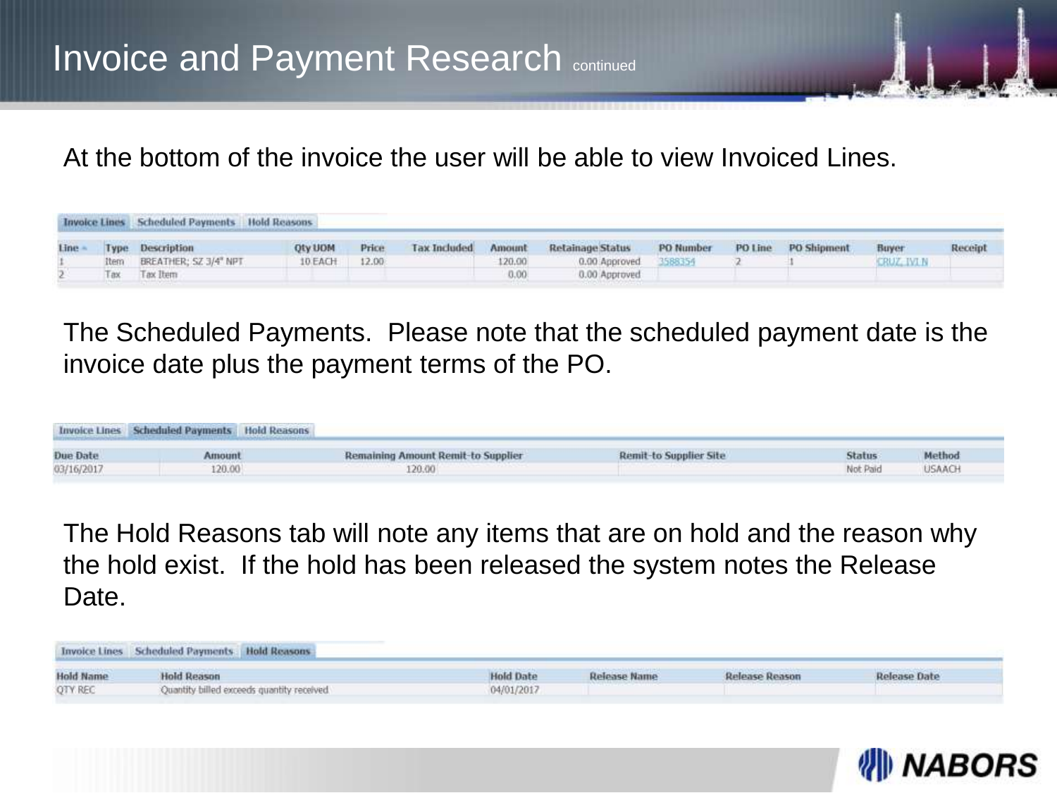# Invoice and Payment Research continued

At the bottom of the invoice the user will be able to view Invoiced Lines.

Invoice Lines | Scheduled Payments | Hold Reasons

| Line | Type | Description | Qty | UOM | Price | Tax Included | Amount | Retainage | Status | PO Number | PO Line | PO Shipment | Buyer | Receipt |
|---|---|---|---|---|---|---|---|---|---|---|---|---|---|---|
| 1 | Item | BREATHER; SZ 3/4" NPT | 10 | EACH | 12.00 | | 120.00 | 0.00 | Approved | 3588354 | 2 | 1 | CRUZ, IVI N | |
| 2 | Tax | Tax Item | | | | | 0.00 | 0.00 | Approved | | | | | |

The Scheduled Payments. Please note that the scheduled payment date is the invoice date plus the payment terms of the PO.

Invoice Lines | Scheduled Payments | Hold Reasons

| Due Date | Amount | Remaining Amount Remit-to Supplier | Remit-to Supplier Site | Status | Method |
|---|---|---|---|---|---|
| 03/16/2017 | 120.00 | 120.00 | | Not Paid | USAACH |

The Hold Reasons tab will note any items that are on hold and the reason why the hold exist. If the hold has been released the system notes the Release Date.

Invoice Lines | Scheduled Payments | Hold Reasons

| Hold Name | Hold Reason | Hold Date | Release Name | Release Reason | Release Date |
|---|---|---|---|---|---|
| QTY REC | Quantity billed exceeds quantity received | 04/01/2017 | | | |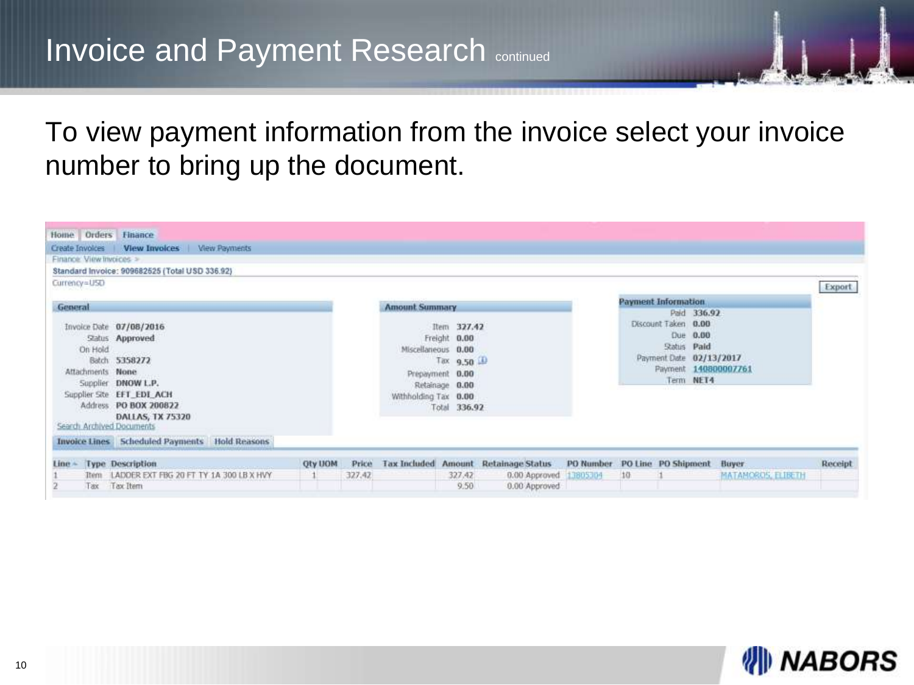# Invoice and Payment Research continued

To view payment information from the invoice select your invoice number to bring up the document.

Home | Orders | **Finance**

Create Invoices | **View Invoices** | View Payments

Finance: View Invoices >

**Standard Invoice: 909682525 (Total USD 336.92)**

Currency=USD

Export

**General**

| | |
|---|---|
| Invoice Date | 07/08/2016 |
| Status | Approved |
| On Hold | |
| Batch | 5358272 |
| Attachments | None |
| Supplier | DNOW L.P. |
| Supplier Site | EFT_EDI_ACH |
| Address | PO BOX 200822 DALLAS, TX 75320 |

Search Archived Documents

**Amount Summary**

| | |
|---|---|
| Item | 327.42 |
| Freight | 0.00 |
| Miscellaneous | 0.00 |
| Tax | 9.50 |
| Prepayment | 0.00 |
| Retainage | 0.00 |
| Withholding Tax | 0.00 |
| Total | 336.92 |

**Payment Information**

| | |
|---|---|
| Paid | 336.92 |
| Discount Taken | 0.00 |
| Due | 0.00 |
| Status | Paid |
| Payment Date | 02/13/2017 |
| Payment | 140800007761 |
| Term | NET4 |

**Invoice Lines** | Scheduled Payments | Hold Reasons

| Line | Type | Description | Qty | UOM | Price | Tax Included | Amount | Retainage | Status | PO Number | PO Line | PO Shipment | Buyer | Receipt |
|---|---|---|---|---|---|---|---|---|---|---|---|---|---|---|
| 1 | Item | LADDER EXT FBG 20 FT TY 1A 300 LB X HVY | 1 | | 327.42 | | 327.42 | 0.00 | Approved | 13805304 | 10 | 1 | MATAMOROS, ELIBETH | |
| 2 | Tax | Tax Item | | | | | 9.50 | 0.00 | Approved | | | | | |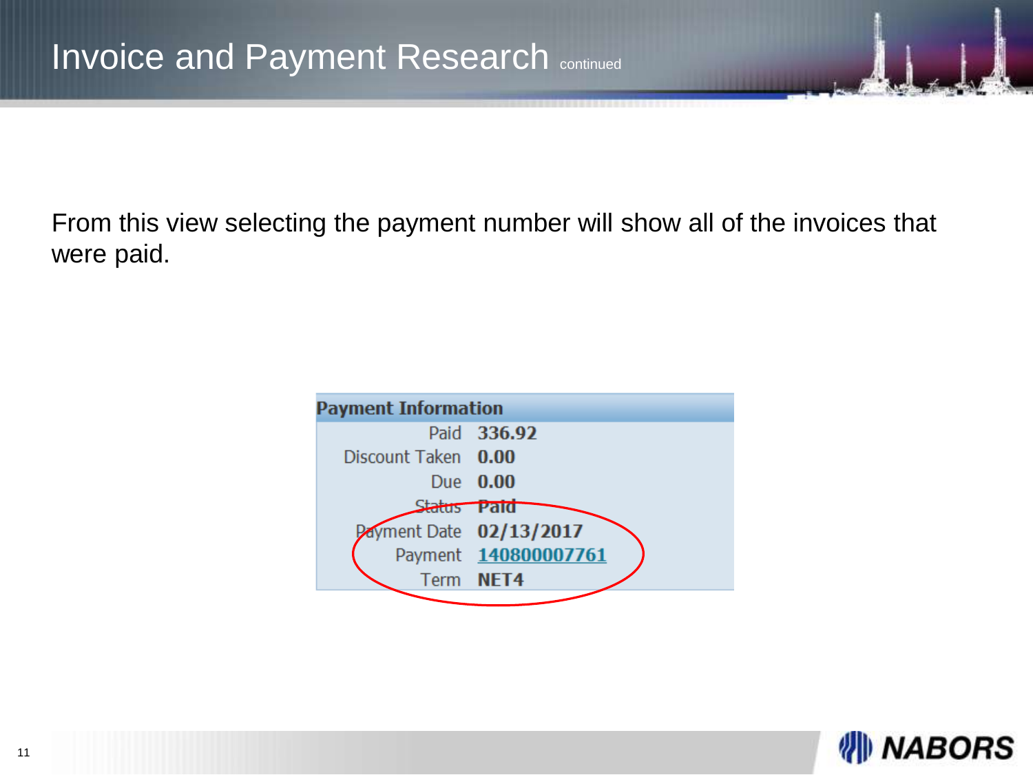# Invoice and Payment Research continued

From this view selecting the payment number will show all of the invoices that were paid.

| Payment Information | |
|---|---|
| Paid | **336.92** |
| Discount Taken | **0.00** |
| Due | **0.00** |
| Status | **Paid** |
| Payment Date | **02/13/2017** |
| Payment | **140800007761** |
| Term | **NET4** |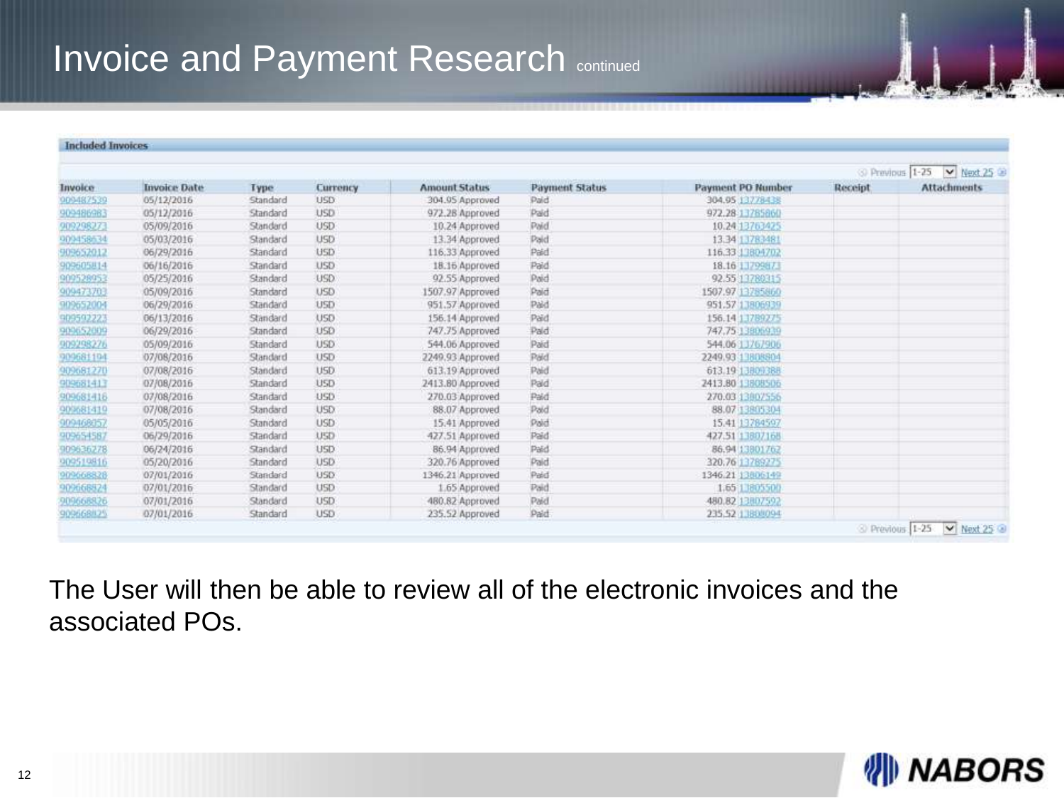# Invoice and Payment Research continued

**Included Invoices**

Previous 1-25 Next 25

| Invoice | Invoice Date | Type | Currency | Amount Status | Payment Status | Payment PO Number | Receipt | Attachments |
|---|---|---|---|---|---|---|---|---|
| 909487539 | 05/12/2016 | Standard | USD | 304.95 Approved | Paid | 304.95 13778438 | | |
| 909486983 | 05/12/2016 | Standard | USD | 972.28 Approved | Paid | 972.28 13785860 | | |
| 909298273 | 05/09/2016 | Standard | USD | 10.24 Approved | Paid | 10.24 13763425 | | |
| 909458634 | 05/03/2016 | Standard | USD | 13.34 Approved | Paid | 13.34 13783481 | | |
| 909652012 | 06/29/2016 | Standard | USD | 116.33 Approved | Paid | 116.33 13804702 | | |
| 909605814 | 06/16/2016 | Standard | USD | 18.16 Approved | Paid | 18.16 13799873 | | |
| 909528953 | 05/25/2016 | Standard | USD | 92.55 Approved | Paid | 92.55 13780315 | | |
| 909473703 | 05/09/2016 | Standard | USD | 1507.97 Approved | Paid | 1507.97 13785860 | | |
| 909652004 | 06/29/2016 | Standard | USD | 951.57 Approved | Paid | 951.57 13806939 | | |
| 909592223 | 06/13/2016 | Standard | USD | 156.14 Approved | Paid | 156.14 13789275 | | |
| 909652009 | 06/29/2016 | Standard | USD | 747.75 Approved | Paid | 747.75 13806939 | | |
| 909298276 | 05/09/2016 | Standard | USD | 544.06 Approved | Paid | 544.06 13767906 | | |
| 909681194 | 07/08/2016 | Standard | USD | 2249.93 Approved | Paid | 2249.93 13808804 | | |
| 909681270 | 07/08/2016 | Standard | USD | 613.19 Approved | Paid | 613.19 13809388 | | |
| 909681413 | 07/08/2016 | Standard | USD | 2413.80 Approved | Paid | 2413.80 13808506 | | |
| 909681416 | 07/08/2016 | Standard | USD | 270.03 Approved | Paid | 270.03 13807556 | | |
| 909681419 | 07/08/2016 | Standard | USD | 88.07 Approved | Paid | 88.07 13805304 | | |
| 909468057 | 05/05/2016 | Standard | USD | 15.41 Approved | Paid | 15.41 13784597 | | |
| 909654587 | 06/29/2016 | Standard | USD | 427.51 Approved | Paid | 427.51 13807168 | | |
| 909636278 | 06/24/2016 | Standard | USD | 86.94 Approved | Paid | 86.94 13801762 | | |
| 909519816 | 05/20/2016 | Standard | USD | 320.76 Approved | Paid | 320.76 13789275 | | |
| 909668828 | 07/01/2016 | Standard | USD | 1346.21 Approved | Paid | 1346.21 13806149 | | |
| 909668824 | 07/01/2016 | Standard | USD | 1.65 Approved | Paid | 1.65 13805500 | | |
| 909668826 | 07/01/2016 | Standard | USD | 480.82 Approved | Paid | 480.82 13807592 | | |
| 909668825 | 07/01/2016 | Standard | USD | 235.52 Approved | Paid | 235.52 13808094 | | |

Previous 1-25 Next 25

The User will then be able to review all of the electronic invoices and the associated POs.